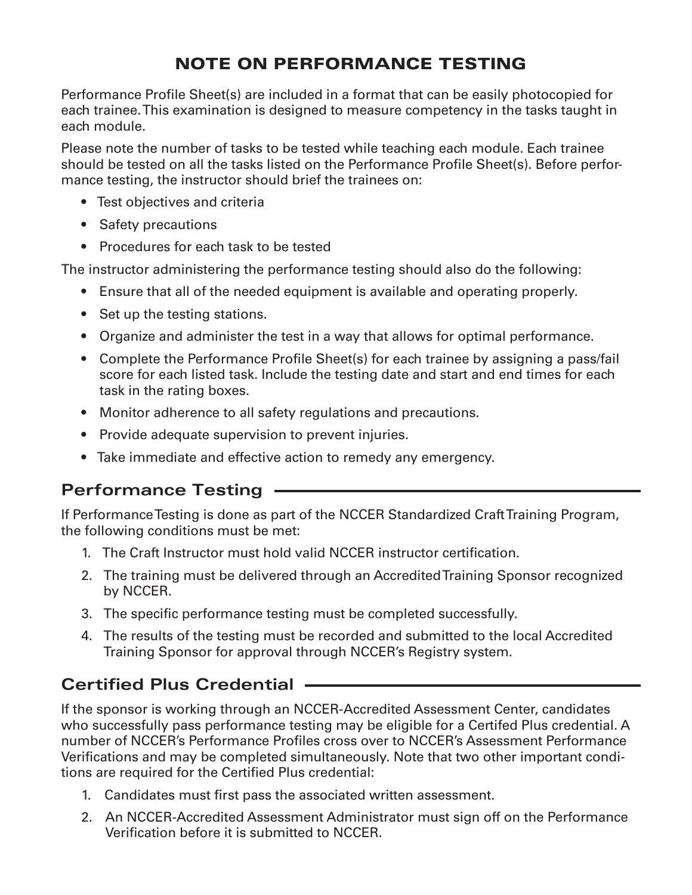# NOTE ON PERFORMANCE TESTING

Performance Profile Sheet(s) are included in a format that can be easily photocopied for each trainee. This examination is designed to measure competency in the tasks taught in each module.

Please note the number of tasks to be tested while teaching each module. Each trainee should be tested on all the tasks listed on the Performance Profile Sheet(s). Before performance testing, the instructor should brief the trainees on:

- Test objectives and criteria
- Safety precautions
- Procedures for each task to be tested

The instructor administering the performance testing should also do the following:

- Ensure that all of the needed equipment is available and operating properly.
- Set up the testing stations.
- Organize and administer the test in a way that allows for optimal performance.
- Complete the Performance Profile Sheet(s) for each trainee by assigning a pass/fail score for each listed task. Include the testing date and start and end times for each task in the rating boxes.
- Monitor adherence to all safety regulations and precautions.
- Provide adequate supervision to prevent injuries.
- Take immediate and effective action to remedy any emergency.

## Performance Testing

If Performance Testing is done as part of the NCCER Standardized Craft Training Program, the following conditions must be met:

1. The Craft Instructor must hold valid NCCER instructor certification.
2. The training must be delivered through an Accredited Training Sponsor recognized by NCCER.
3. The specific performance testing must be completed successfully.
4. The results of the testing must be recorded and submitted to the local Accredited Training Sponsor for approval through NCCER's Registry system.

## Certified Plus Credential

If the sponsor is working through an NCCER-Accredited Assessment Center, candidates who successfully pass performance testing may be eligible for a Certifed Plus credential. A number of NCCER's Performance Profiles cross over to NCCER's Assessment Performance Verifications and may be completed simultaneously. Note that two other important conditions are required for the Certified Plus credential:

1. Candidates must first pass the associated written assessment.
2. An NCCER-Accredited Assessment Administrator must sign off on the Performance Verification before it is submitted to NCCER.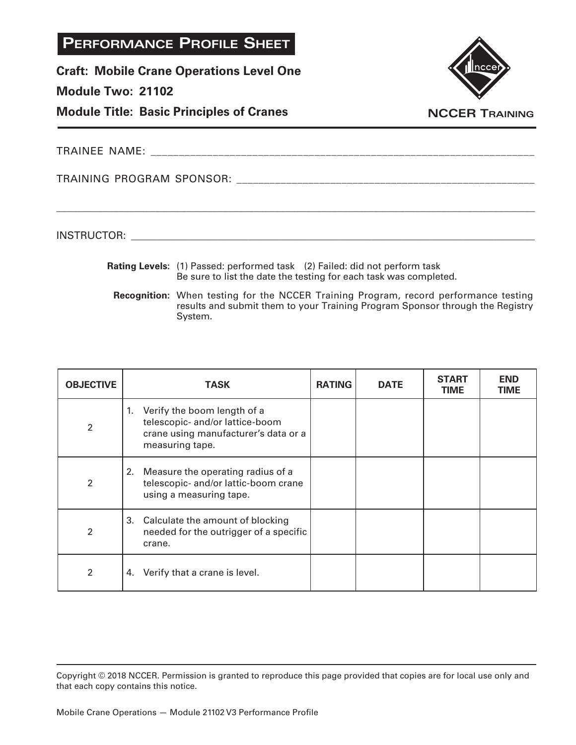# PERFORMANCE PROFILE SHEET

**Craft: Mobile Crane Operations Level One**

**Module Two: 21102**

**Module Title: Basic Principles of Cranes**

NCCER TRAINING

TRAINEE NAME: ______________________________________________________________

TRAINING PROGRAM SPONSOR: ______________________________________________

______________________________________________________________________________

INSTRUCTOR: ________________________________________________________________

**Rating Levels:** (1) Passed: performed task (2) Failed: did not perform task
Be sure to list the date the testing for each task was completed.

**Recognition:** When testing for the NCCER Training Program, record performance testing results and submit them to your Training Program Sponsor through the Registry System.

| OBJECTIVE | TASK | RATING | DATE | START TIME | END TIME |
|---|---|---|---|---|---|
| 2 | 1. Verify the boom length of a telescopic- and/or lattice-boom crane using manufacturer's data or a measuring tape. | | | | |
| 2 | 2. Measure the operating radius of a telescopic- and/or lattic-boom crane using a measuring tape. | | | | |
| 2 | 3. Calculate the amount of blocking needed for the outrigger of a specific crane. | | | | |
| 2 | 4. Verify that a crane is level. | | | | |

Copyright © 2018 NCCER. Permission is granted to reproduce this page provided that copies are for local use only and that each copy contains this notice.

Mobile Crane Operations — Module 21102 V3 Performance Profile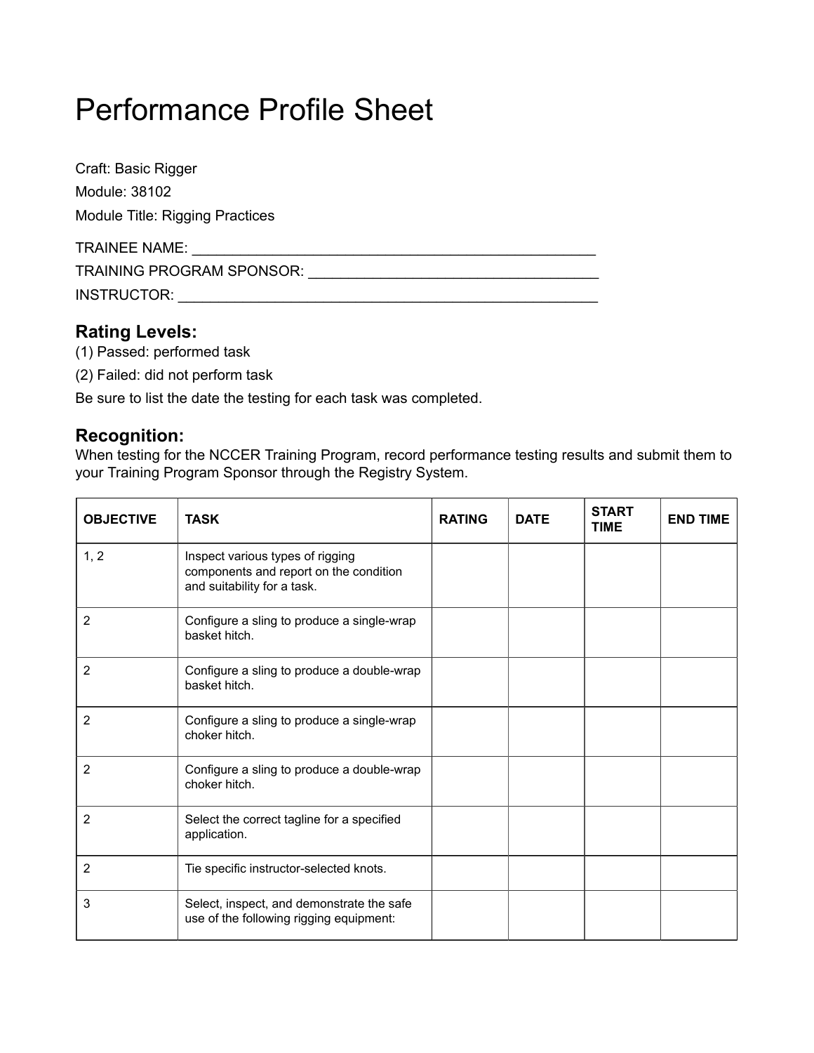# Performance Profile Sheet

Craft: Basic Rigger

Module: 38102

Module Title: Rigging Practices

TRAINEE NAME: ____________________________________________________

TRAINING PROGRAM SPONSOR: ____________________________________

INSTRUCTOR: ______________________________________________________

## Rating Levels:

(1) Passed: performed task

(2) Failed: did not perform task

Be sure to list the date the testing for each task was completed.

## Recognition:

When testing for the NCCER Training Program, record performance testing results and submit them to your Training Program Sponsor through the Registry System.

| OBJECTIVE | TASK | RATING | DATE | START TIME | END TIME |
|---|---|---|---|---|---|
| 1, 2 | Inspect various types of rigging components and report on the condition and suitability for a task. | | | | |
| 2 | Configure a sling to produce a single-wrap basket hitch. | | | | |
| 2 | Configure a sling to produce a double-wrap basket hitch. | | | | |
| 2 | Configure a sling to produce a single-wrap choker hitch. | | | | |
| 2 | Configure a sling to produce a double-wrap choker hitch. | | | | |
| 2 | Select the correct tagline for a specified application. | | | | |
| 2 | Tie specific instructor-selected knots. | | | | |
| 3 | Select, inspect, and demonstrate the safe use of the following rigging equipment: | | | | |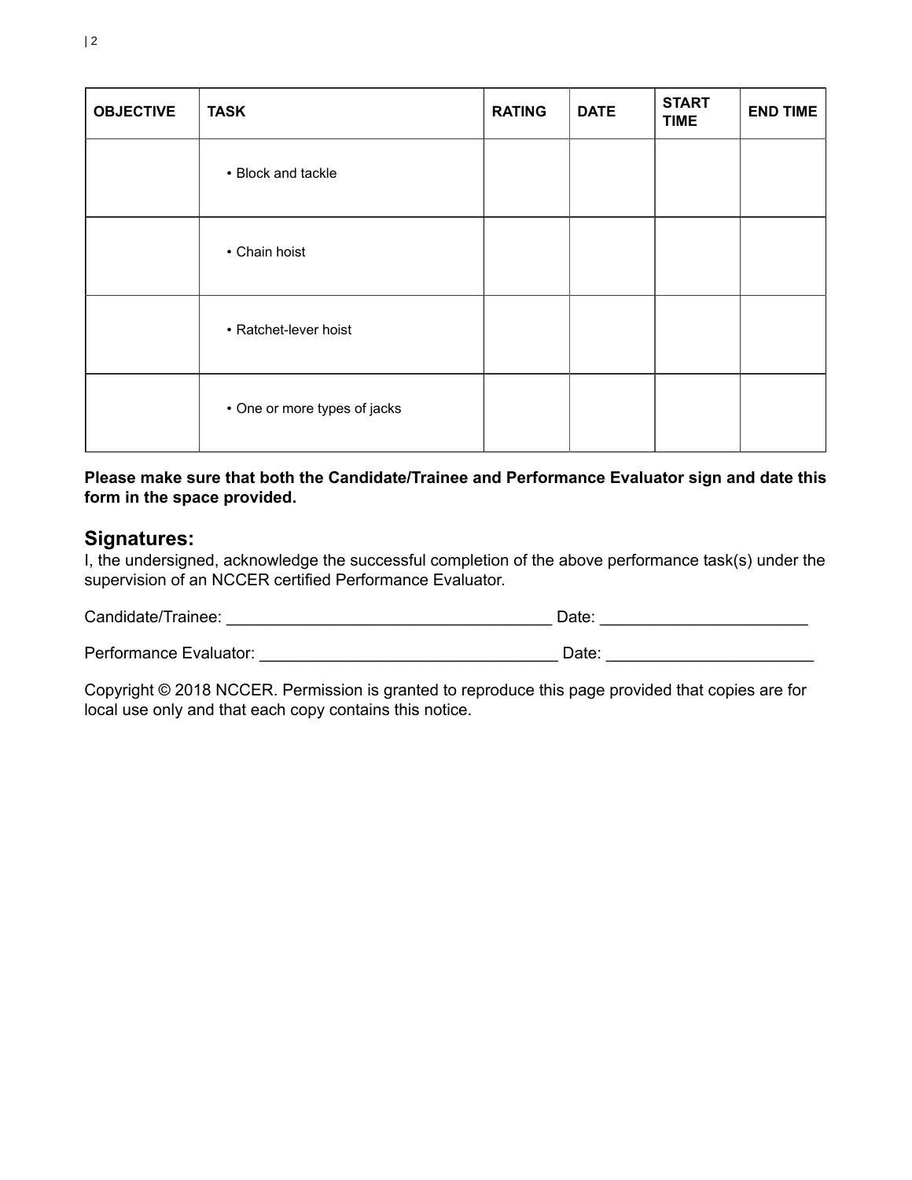| OBJECTIVE | TASK | RATING | DATE | START TIME | END TIME |
|---|---|---|---|---|---|
| | • Block and tackle | | | | |
| | • Chain hoist | | | | |
| | • Ratchet-lever hoist | | | | |
| | • One or more types of jacks | | | | |

**Please make sure that both the Candidate/Trainee and Performance Evaluator sign and date this form in the space provided.**

## Signatures:

I, the undersigned, acknowledge the successful completion of the above performance task(s) under the supervision of an NCCER certified Performance Evaluator.

Candidate/Trainee: ___________________________________ Date: ______________________

Performance Evaluator: ________________________________ Date: ______________________

Copyright © 2018 NCCER. Permission is granted to reproduce this page provided that copies are for local use only and that each copy contains this notice.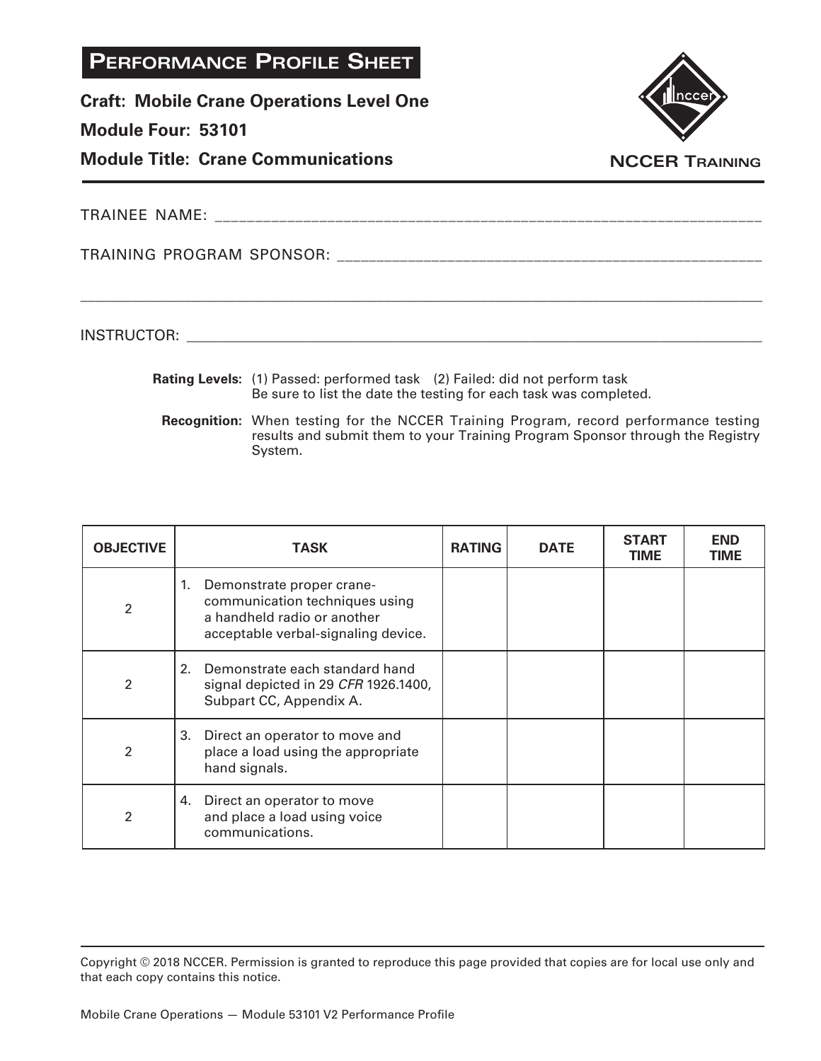# PERFORMANCE PROFILE SHEET

**Craft: Mobile Crane Operations Level One**

**Module Four: 53101**

**Module Title: Crane Communications**

NCCER TRAINING

TRAINEE NAME: ___________________________________________

TRAINING PROGRAM SPONSOR: ___________________________________________

___________________________________________

INSTRUCTOR: ___________________________________________

**Rating Levels:** (1) Passed: performed task (2) Failed: did not perform task
Be sure to list the date the testing for each task was completed.

**Recognition:** When testing for the NCCER Training Program, record performance testing results and submit them to your Training Program Sponsor through the Registry System.

| OBJECTIVE | TASK | RATING | DATE | START TIME | END TIME |
|---|---|---|---|---|---|
| 2 | 1. Demonstrate proper crane-communication techniques using a handheld radio or another acceptable verbal-signaling device. | | | | |
| 2 | 2. Demonstrate each standard hand signal depicted in 29 *CFR* 1926.1400, Subpart CC, Appendix A. | | | | |
| 2 | 3. Direct an operator to move and place a load using the appropriate hand signals. | | | | |
| 2 | 4. Direct an operator to move and place a load using voice communications. | | | | |

Copyright © 2018 NCCER. Permission is granted to reproduce this page provided that copies are for local use only and that each copy contains this notice.

Mobile Crane Operations — Module 53101 V2 Performance Profile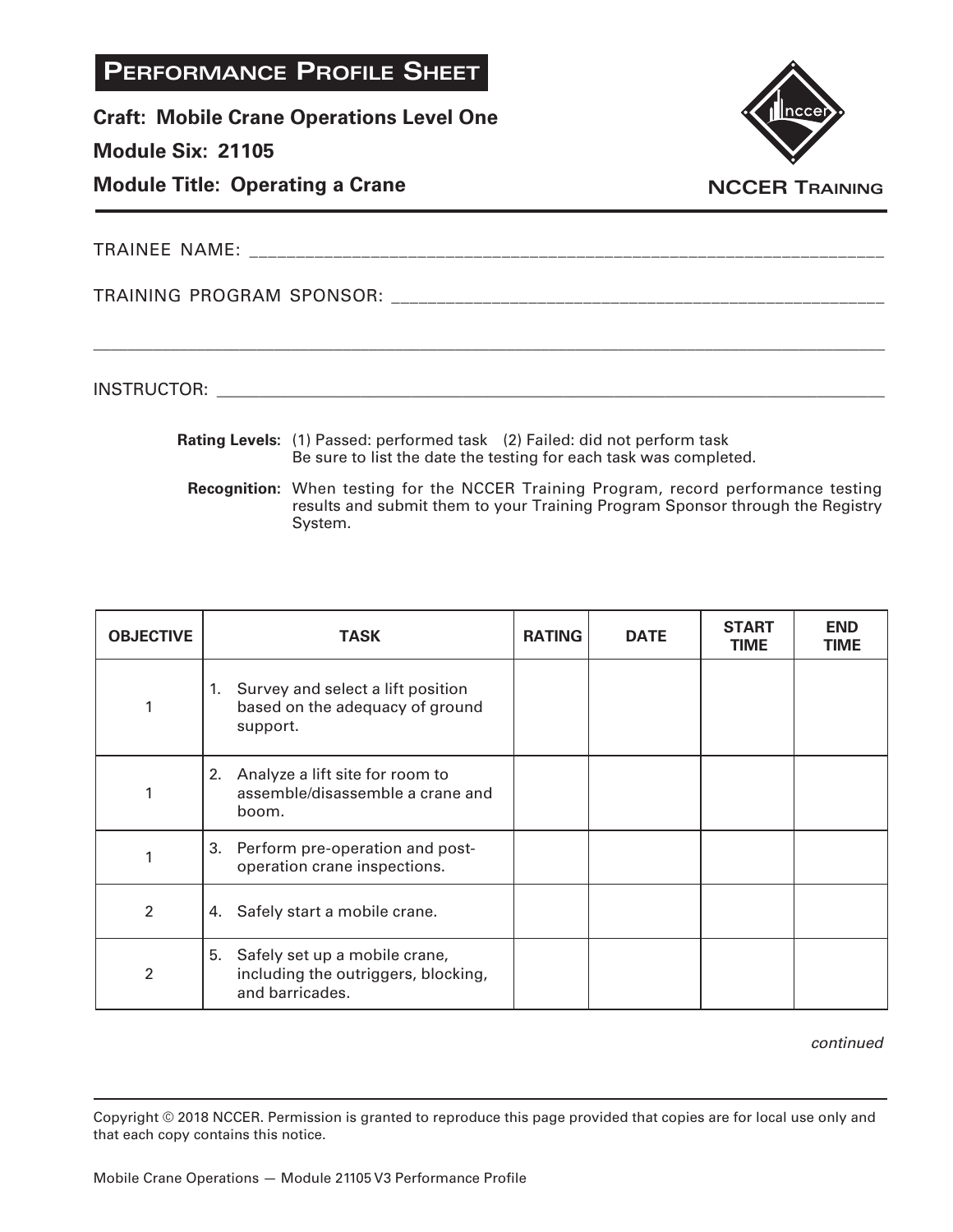# Performance Profile Sheet

**Craft: Mobile Crane Operations Level One**

**Module Six: 21105**

**Module Title: Operating a Crane**

NCCER Training

TRAINEE NAME: ______________________________________________

TRAINING PROGRAM SPONSOR: ______________________________________________

______________________________________________

INSTRUCTOR: ______________________________________________

**Rating Levels:** (1) Passed: performed task (2) Failed: did not perform task
Be sure to list the date the testing for each task was completed.

**Recognition:** When testing for the NCCER Training Program, record performance testing results and submit them to your Training Program Sponsor through the Registry System.

| OBJECTIVE | TASK | RATING | DATE | START TIME | END TIME |
|---|---|---|---|---|---|
| 1 | 1. Survey and select a lift position based on the adequacy of ground support. | | | | |
| 1 | 2. Analyze a lift site for room to assemble/disassemble a crane and boom. | | | | |
| 1 | 3. Perform pre-operation and post-operation crane inspections. | | | | |
| 2 | 4. Safely start a mobile crane. | | | | |
| 2 | 5. Safely set up a mobile crane, including the outriggers, blocking, and barricades. | | | | |

*continued*

Copyright © 2018 NCCER. Permission is granted to reproduce this page provided that copies are for local use only and that each copy contains this notice.

Mobile Crane Operations — Module 21105 V3 Performance Profile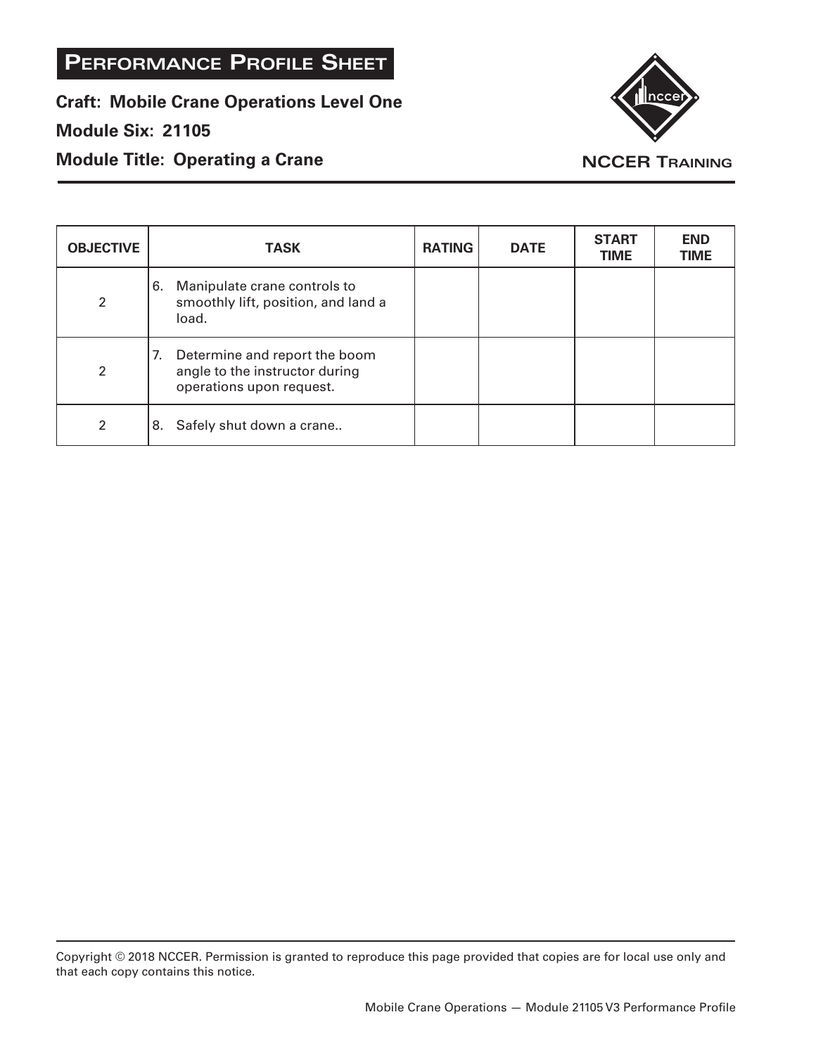# Performance Profile Sheet

**Craft: Mobile Crane Operations Level One**

**Module Six: 21105**

**Module Title: Operating a Crane**

NCCER Training

| OBJECTIVE | TASK | RATING | DATE | START TIME | END TIME |
|---|---|---|---|---|---|
| 2 | 6. Manipulate crane controls to smoothly lift, position, and land a load. | | | | |
| 2 | 7. Determine and report the boom angle to the instructor during operations upon request. | | | | |
| 2 | 8. Safely shut down a crane.. | | | | |

Copyright © 2018 NCCER. Permission is granted to reproduce this page provided that copies are for local use only and that each copy contains this notice.

Mobile Crane Operations — Module 21105 V3 Performance Profile